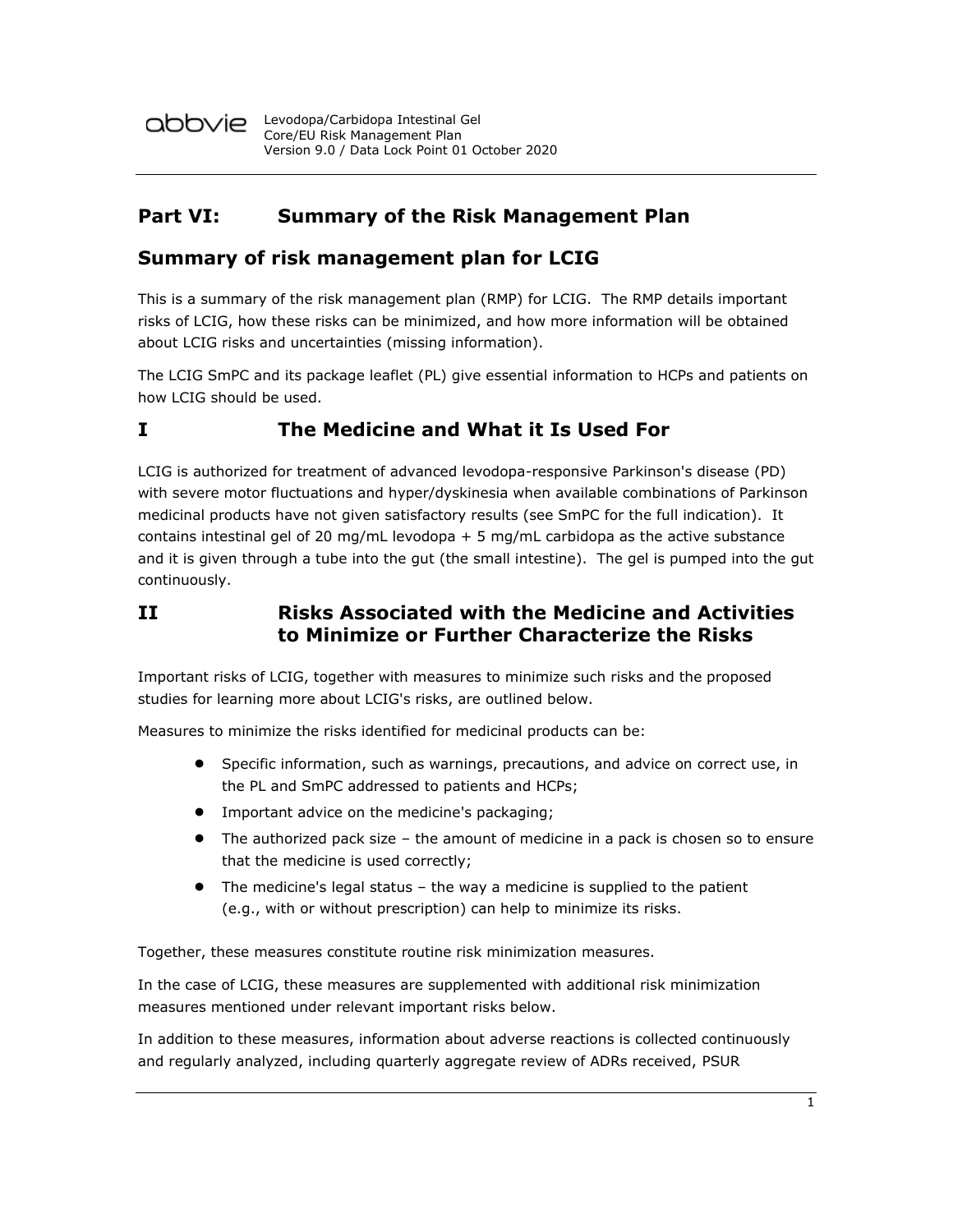# Part VI: Summary of the Risk Management Plan

## Summary of risk management plan for LCIG

This is a summary of the risk management plan (RMP) for LCIG. The RMP details important risks of LCIG, how these risks can be minimized, and how more information will be obtained about LCIG risks and uncertainties (missing information).

The LCIG SmPC and its package leaflet (PL) give essential information to HCPs and patients on how LCIG should be used.

## I The Medicine and What it Is Used For

LCIG is authorized for treatment of advanced levodopa-responsive Parkinson's disease (PD) with severe motor fluctuations and hyper/dyskinesia when available combinations of Parkinson medicinal products have not given satisfactory results (see SmPC for the full indication). It contains intestinal gel of 20 mg/mL levodopa + 5 mg/mL carbidopa as the active substance and it is given through a tube into the gut (the small intestine). The gel is pumped into the gut continuously.

## II Risks Associated with the Medicine and Activities to Minimize or Further Characterize the Risks

Important risks of LCIG, together with measures to minimize such risks and the proposed studies for learning more about LCIG's risks, are outlined below.

Measures to minimize the risks identified for medicinal products can be:

- Specific information, such as warnings, precautions, and advice on correct use, in the PL and SmPC addressed to patients and HCPs;
- Important advice on the medicine's packaging;
- The authorized pack size – the amount of medicine in a pack is chosen so to ensure that the medicine is used correctly;
- The medicine's legal status – the way a medicine is supplied to the patient (e.g., with or without prescription) can help to minimize its risks.

Together, these measures constitute routine risk minimization measures.

In the case of LCIG, these measures are supplemented with additional risk minimization measures mentioned under relevant important risks below.

In addition to these measures, information about adverse reactions is collected continuously and regularly analyzed, including quarterly aggregate review of ADRs received, PSUR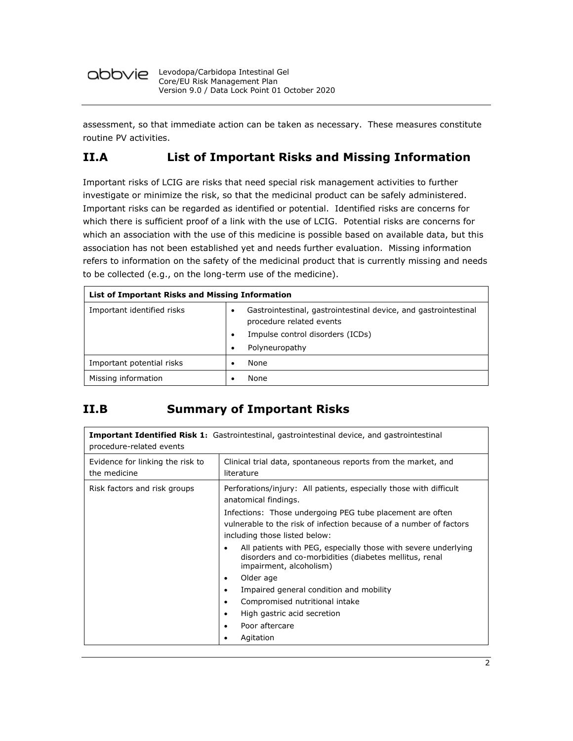assessment, so that immediate action can be taken as necessary. These measures constitute routine PV activities.

## II.A List of Important Risks and Missing Information

Important risks of LCIG are risks that need special risk management activities to further investigate or minimize the risk, so that the medicinal product can be safely administered. Important risks can be regarded as identified or potential. Identified risks are concerns for which there is sufficient proof of a link with the use of LCIG. Potential risks are concerns for which an association with the use of this medicine is possible based on available data, but this association has not been established yet and needs further evaluation. Missing information refers to information on the safety of the medicinal product that is currently missing and needs to be collected (e.g., on the long-term use of the medicine).

| **List of Important Risks and Missing Information** | |
|---|---|
| Important identified risks | • Gastrointestinal, gastrointestinal device, and gastrointestinal procedure related events<br>• Impulse control disorders (ICDs)<br>• Polyneuropathy |
| Important potential risks | • None |
| Missing information | • None |

## II.B Summary of Important Risks

| **Important Identified Risk 1:** Gastrointestinal, gastrointestinal device, and gastrointestinal procedure-related events | |
|---|---|
| Evidence for linking the risk to the medicine | Clinical trial data, spontaneous reports from the market, and literature |
| Risk factors and risk groups | Perforations/injury: All patients, especially those with difficult anatomical findings.<br>Infections: Those undergoing PEG tube placement are often vulnerable to the risk of infection because of a number of factors including those listed below:<br>• All patients with PEG, especially those with severe underlying disorders and co-morbidities (diabetes mellitus, renal impairment, alcoholism)<br>• Older age<br>• Impaired general condition and mobility<br>• Compromised nutritional intake<br>• High gastric acid secretion<br>• Poor aftercare<br>• Agitation |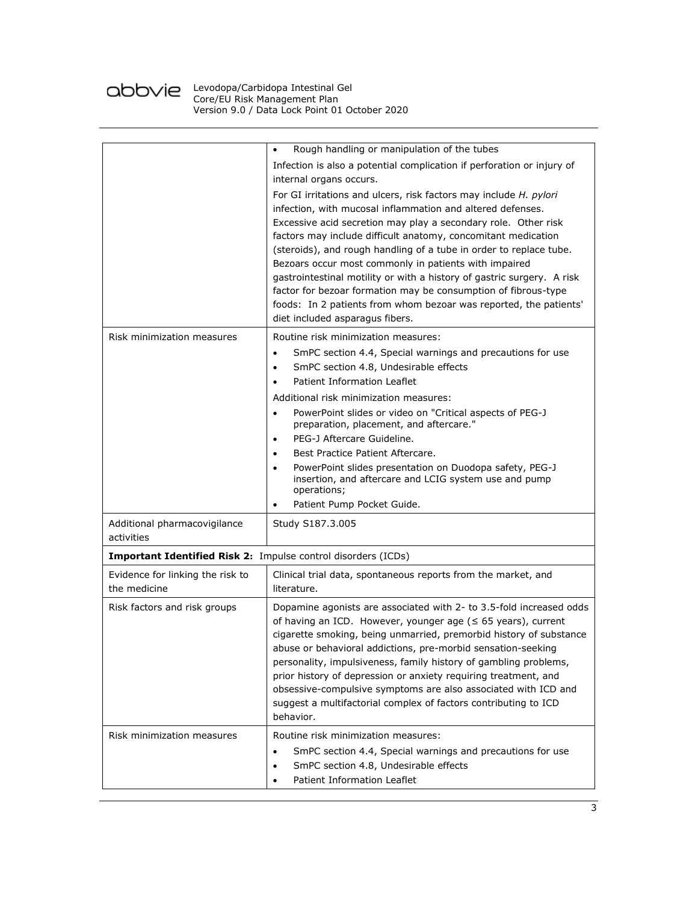| | |
|---|---|
| | • Rough handling or manipulation of the tubes<br>Infection is also a potential complication if perforation or injury of internal organs occurs.<br>For GI irritations and ulcers, risk factors may include *H. pylori* infection, with mucosal inflammation and altered defenses. Excessive acid secretion may play a secondary role. Other risk factors may include difficult anatomy, concomitant medication (steroids), and rough handling of a tube in order to replace tube. Bezoars occur most commonly in patients with impaired gastrointestinal motility or with a history of gastric surgery. A risk factor for bezoar formation may be consumption of fibrous-type foods: In 2 patients from whom bezoar was reported, the patients' diet included asparagus fibers. |
| Risk minimization measures | Routine risk minimization measures:<br>• SmPC section 4.4, Special warnings and precautions for use<br>• SmPC section 4.8, Undesirable effects<br>• Patient Information Leaflet<br>Additional risk minimization measures:<br>• PowerPoint slides or video on "Critical aspects of PEG-J preparation, placement, and aftercare."<br>• PEG-J Aftercare Guideline.<br>• Best Practice Patient Aftercare.<br>• PowerPoint slides presentation on Duodopa safety, PEG-J insertion, and aftercare and LCIG system use and pump operations;<br>• Patient Pump Pocket Guide. |
| Additional pharmacovigilance activities | Study S187.3.005 |
| **Important Identified Risk 2:** Impulse control disorders (ICDs) | |
| Evidence for linking the risk to the medicine | Clinical trial data, spontaneous reports from the market, and literature. |
| Risk factors and risk groups | Dopamine agonists are associated with 2- to 3.5-fold increased odds of having an ICD. However, younger age (≤ 65 years), current cigarette smoking, being unmarried, premorbid history of substance abuse or behavioral addictions, pre-morbid sensation-seeking personality, impulsiveness, family history of gambling problems, prior history of depression or anxiety requiring treatment, and obsessive-compulsive symptoms are also associated with ICD and suggest a multifactorial complex of factors contributing to ICD behavior. |
| Risk minimization measures | Routine risk minimization measures:<br>• SmPC section 4.4, Special warnings and precautions for use<br>• SmPC section 4.8, Undesirable effects<br>• Patient Information Leaflet |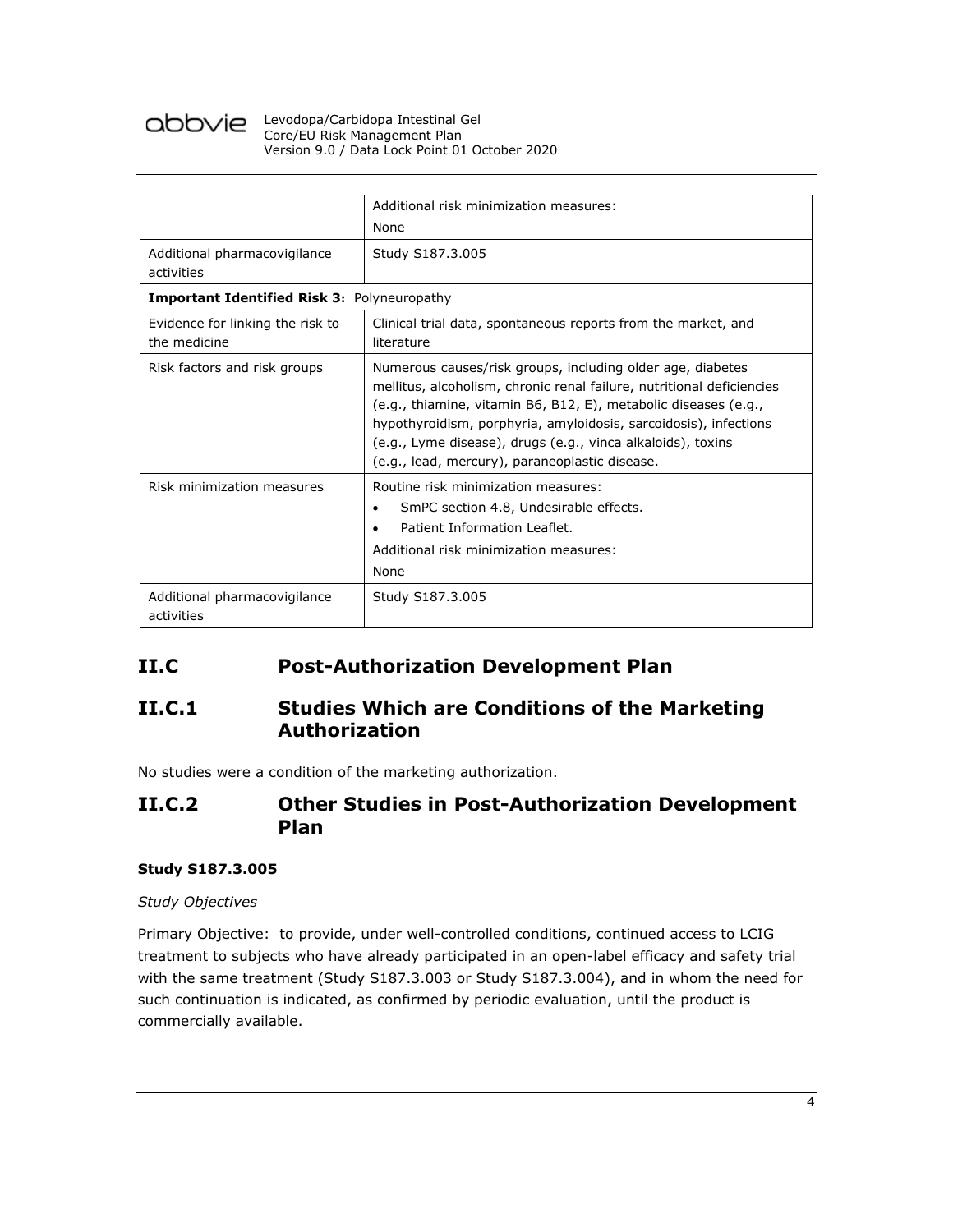| | |
|---|---|
| | Additional risk minimization measures:<br>None |
| Additional pharmacovigilance activities | Study S187.3.005 |
| **Important Identified Risk 3:** Polyneuropathy | |
| Evidence for linking the risk to the medicine | Clinical trial data, spontaneous reports from the market, and literature |
| Risk factors and risk groups | Numerous causes/risk groups, including older age, diabetes mellitus, alcoholism, chronic renal failure, nutritional deficiencies (e.g., thiamine, vitamin B6, B12, E), metabolic diseases (e.g., hypothyroidism, porphyria, amyloidosis, sarcoidosis), infections (e.g., Lyme disease), drugs (e.g., vinca alkaloids), toxins (e.g., lead, mercury), paraneoplastic disease. |
| Risk minimization measures | Routine risk minimization measures:<br>• SmPC section 4.8, Undesirable effects.<br>• Patient Information Leaflet.<br>Additional risk minimization measures:<br>None |
| Additional pharmacovigilance activities | Study S187.3.005 |

## II.C Post-Authorization Development Plan

### II.C.1 Studies Which are Conditions of the Marketing Authorization

No studies were a condition of the marketing authorization.

### II.C.2 Other Studies in Post-Authorization Development Plan

**Study S187.3.005**

*Study Objectives*

Primary Objective: to provide, under well-controlled conditions, continued access to LCIG treatment to subjects who have already participated in an open-label efficacy and safety trial with the same treatment (Study S187.3.003 or Study S187.3.004), and in whom the need for such continuation is indicated, as confirmed by periodic evaluation, until the product is commercially available.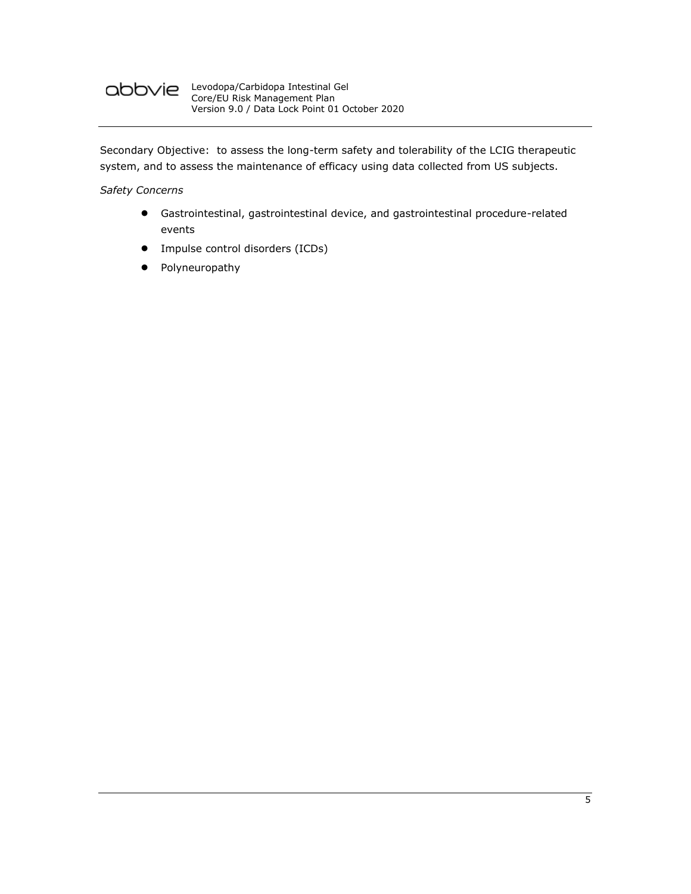Secondary Objective: to assess the long-term safety and tolerability of the LCIG therapeutic system, and to assess the maintenance of efficacy using data collected from US subjects.

*Safety Concerns*

- Gastrointestinal, gastrointestinal device, and gastrointestinal procedure-related events
- Impulse control disorders (ICDs)
- Polyneuropathy